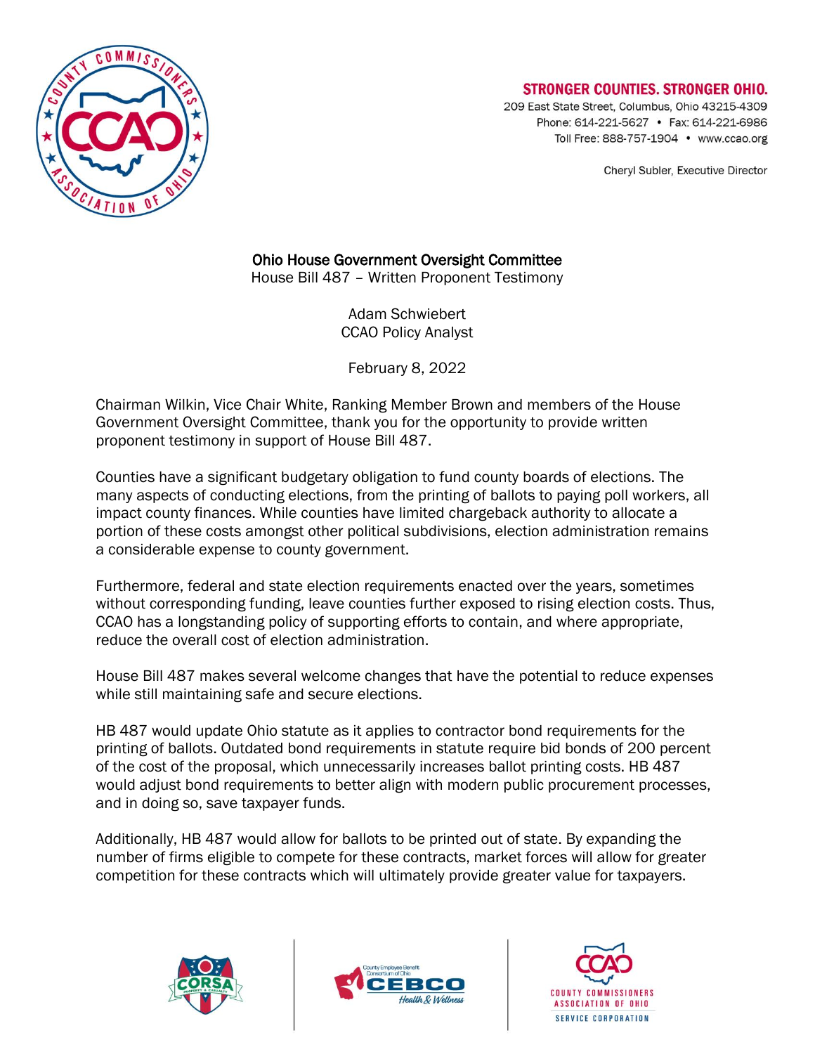**STRONGER COUNTIES. STRONGER OHIO.**

209 East State Street, Columbus, Ohio 43215-4309
Phone: 614-221-5627 • Fax: 614-221-6986
Toll Free: 888-757-1904 • www.ccao.org

Cheryl Subler, Executive Director

**Ohio House Government Oversight Committee**
House Bill 487 – Written Proponent Testimony

Adam Schwiebert
CCAO Policy Analyst

February 8, 2022

Chairman Wilkin, Vice Chair White, Ranking Member Brown and members of the House Government Oversight Committee, thank you for the opportunity to provide written proponent testimony in support of House Bill 487.

Counties have a significant budgetary obligation to fund county boards of elections. The many aspects of conducting elections, from the printing of ballots to paying poll workers, all impact county finances. While counties have limited chargeback authority to allocate a portion of these costs amongst other political subdivisions, election administration remains a considerable expense to county government.

Furthermore, federal and state election requirements enacted over the years, sometimes without corresponding funding, leave counties further exposed to rising election costs. Thus, CCAO has a longstanding policy of supporting efforts to contain, and where appropriate, reduce the overall cost of election administration.

House Bill 487 makes several welcome changes that have the potential to reduce expenses while still maintaining safe and secure elections.

HB 487 would update Ohio statute as it applies to contractor bond requirements for the printing of ballots. Outdated bond requirements in statute require bid bonds of 200 percent of the cost of the proposal, which unnecessarily increases ballot printing costs. HB 487 would adjust bond requirements to better align with modern public procurement processes, and in doing so, save taxpayer funds.

Additionally, HB 487 would allow for ballots to be printed out of state. By expanding the number of firms eligible to compete for these contracts, market forces will allow for greater competition for these contracts which will ultimately provide greater value for taxpayers.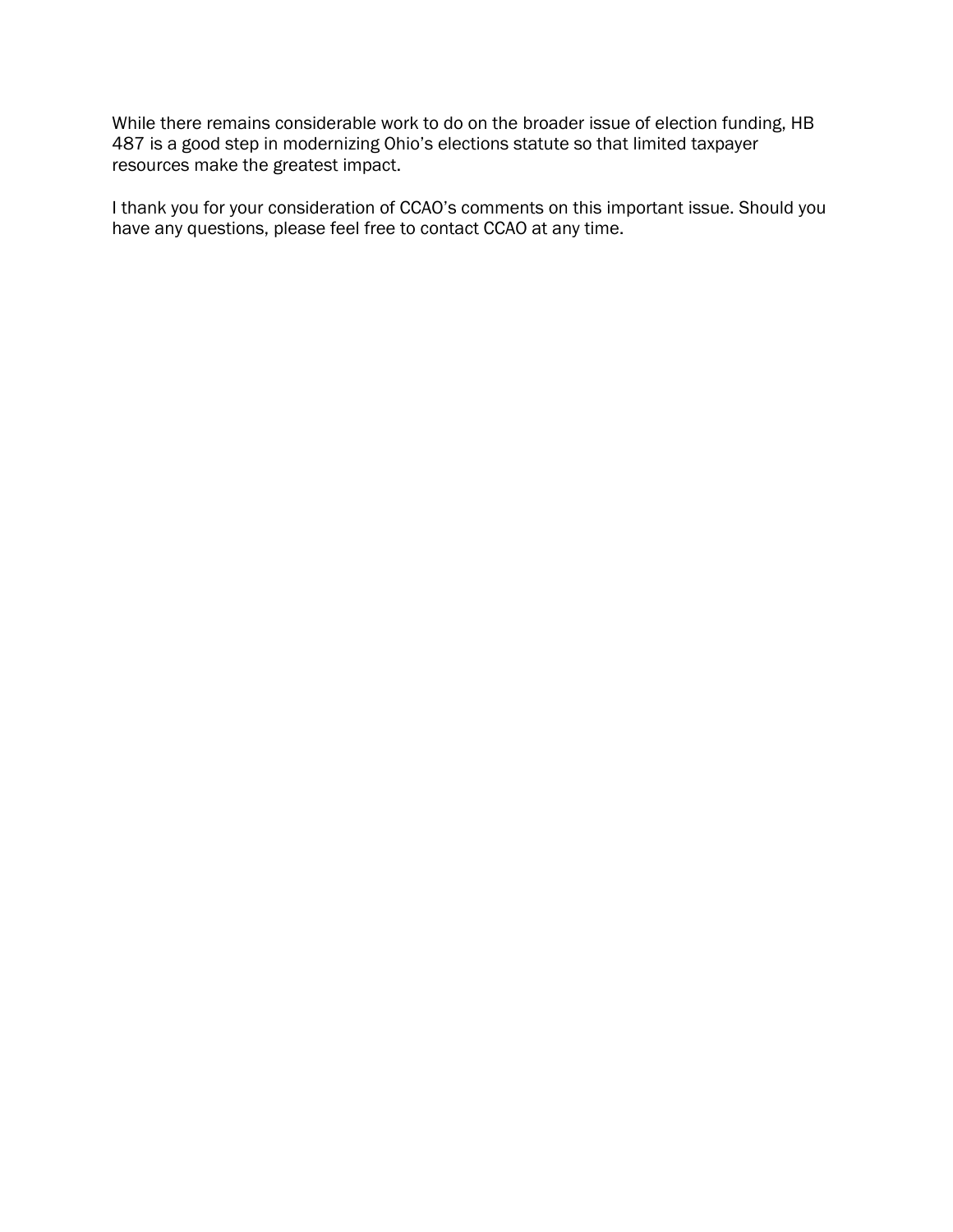While there remains considerable work to do on the broader issue of election funding, HB 487 is a good step in modernizing Ohio's elections statute so that limited taxpayer resources make the greatest impact.

I thank you for your consideration of CCAO's comments on this important issue. Should you have any questions, please feel free to contact CCAO at any time.